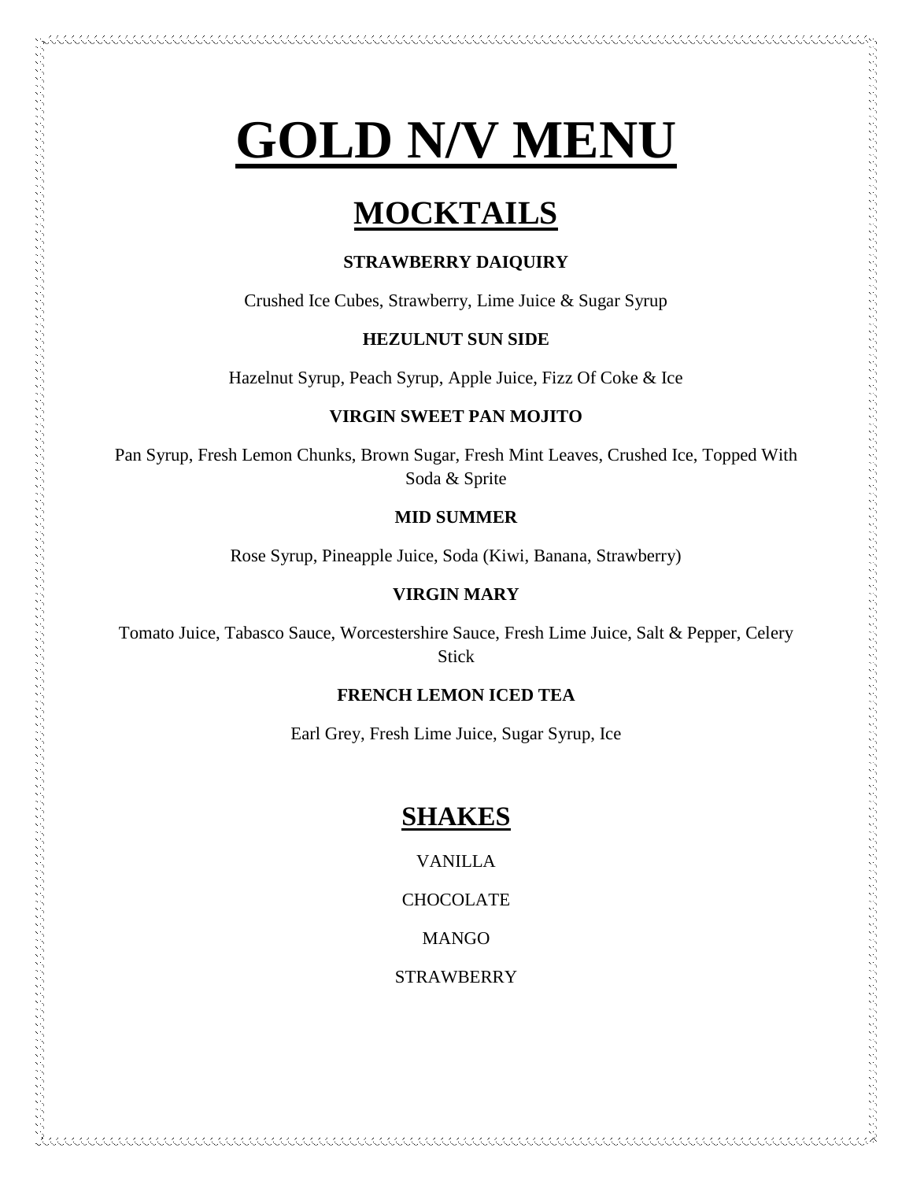# GOLD N/V MENU

## MOCKTAILS

**STRAWBERRY DAIQUIRY**

Crushed Ice Cubes, Strawberry, Lime Juice & Sugar Syrup

**HEZULNUT SUN SIDE**

Hazelnut Syrup, Peach Syrup, Apple Juice, Fizz Of Coke & Ice

**VIRGIN SWEET PAN MOJITO**

Pan Syrup, Fresh Lemon Chunks, Brown Sugar, Fresh Mint Leaves, Crushed Ice, Topped With Soda & Sprite

**MID SUMMER**

Rose Syrup, Pineapple Juice, Soda (Kiwi, Banana, Strawberry)

**VIRGIN MARY**

Tomato Juice, Tabasco Sauce, Worcestershire Sauce, Fresh Lime Juice, Salt & Pepper, Celery Stick

**FRENCH LEMON ICED TEA**

Earl Grey, Fresh Lime Juice, Sugar Syrup, Ice

## SHAKES

VANILLA

CHOCOLATE

MANGO

STRAWBERRY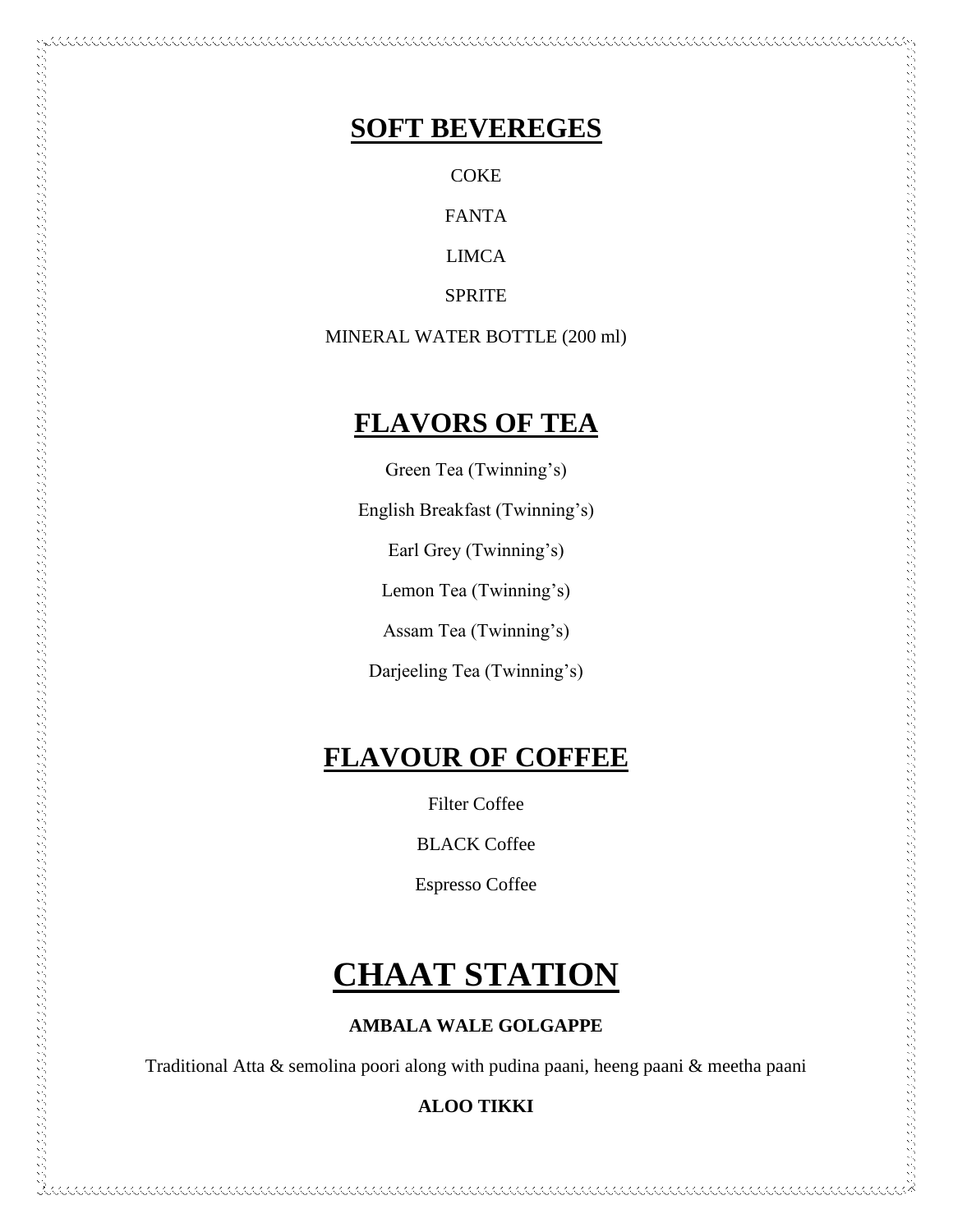## SOFT BEVEREGES

COKE

FANTA

LIMCA

SPRITE

MINERAL WATER BOTTLE (200 ml)

## FLAVORS OF TEA

Green Tea (Twinning's)

English Breakfast (Twinning's)

Earl Grey (Twinning's)

Lemon Tea (Twinning's)

Assam Tea (Twinning's)

Darjeeling Tea (Twinning's)

## FLAVOUR OF COFFEE

Filter Coffee

BLACK Coffee

Espresso Coffee

# CHAAT STATION

**AMBALA WALE GOLGAPPE**

Traditional Atta & semolina poori along with pudina paani, heeng paani & meetha paani

**ALOO TIKKI**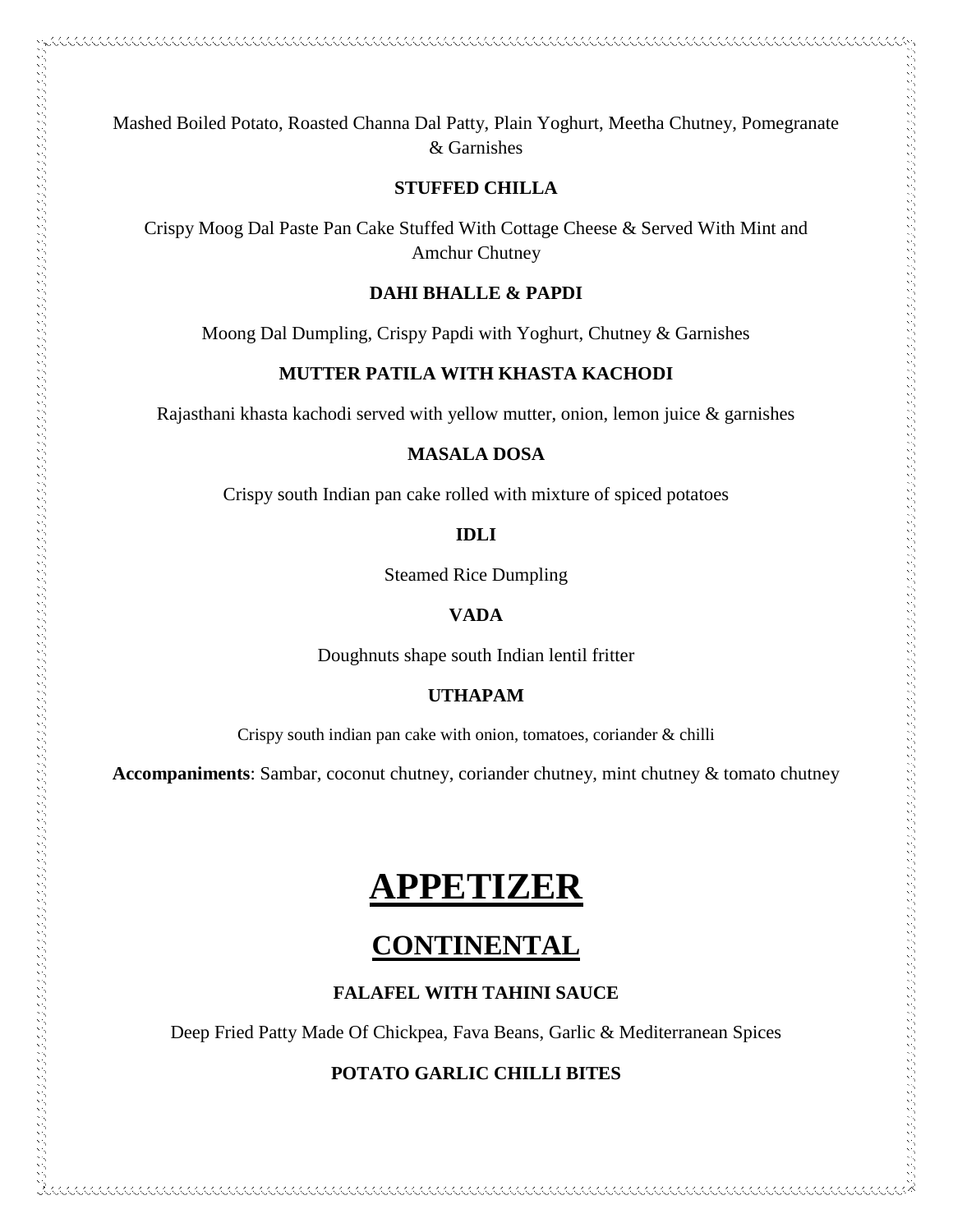Mashed Boiled Potato, Roasted Channa Dal Patty, Plain Yoghurt, Meetha Chutney, Pomegranate & Garnishes

**STUFFED CHILLA**

Crispy Moog Dal Paste Pan Cake Stuffed With Cottage Cheese & Served With Mint and Amchur Chutney

**DAHI BHALLE & PAPDI**

Moong Dal Dumpling, Crispy Papdi with Yoghurt, Chutney & Garnishes

**MUTTER PATILA WITH KHASTA KACHODI**

Rajasthani khasta kachodi served with yellow mutter, onion, lemon juice & garnishes

**MASALA DOSA**

Crispy south Indian pan cake rolled with mixture of spiced potatoes

**IDLI**

Steamed Rice Dumpling

**VADA**

Doughnuts shape south Indian lentil fritter

**UTHAPAM**

Crispy south indian pan cake with onion, tomatoes, coriander & chilli

**Accompaniments**: Sambar, coconut chutney, coriander chutney, mint chutney & tomato chutney

# APPETIZER

## CONTINENTAL

**FALAFEL WITH TAHINI SAUCE**

Deep Fried Patty Made Of Chickpea, Fava Beans, Garlic & Mediterranean Spices

**POTATO GARLIC CHILLI BITES**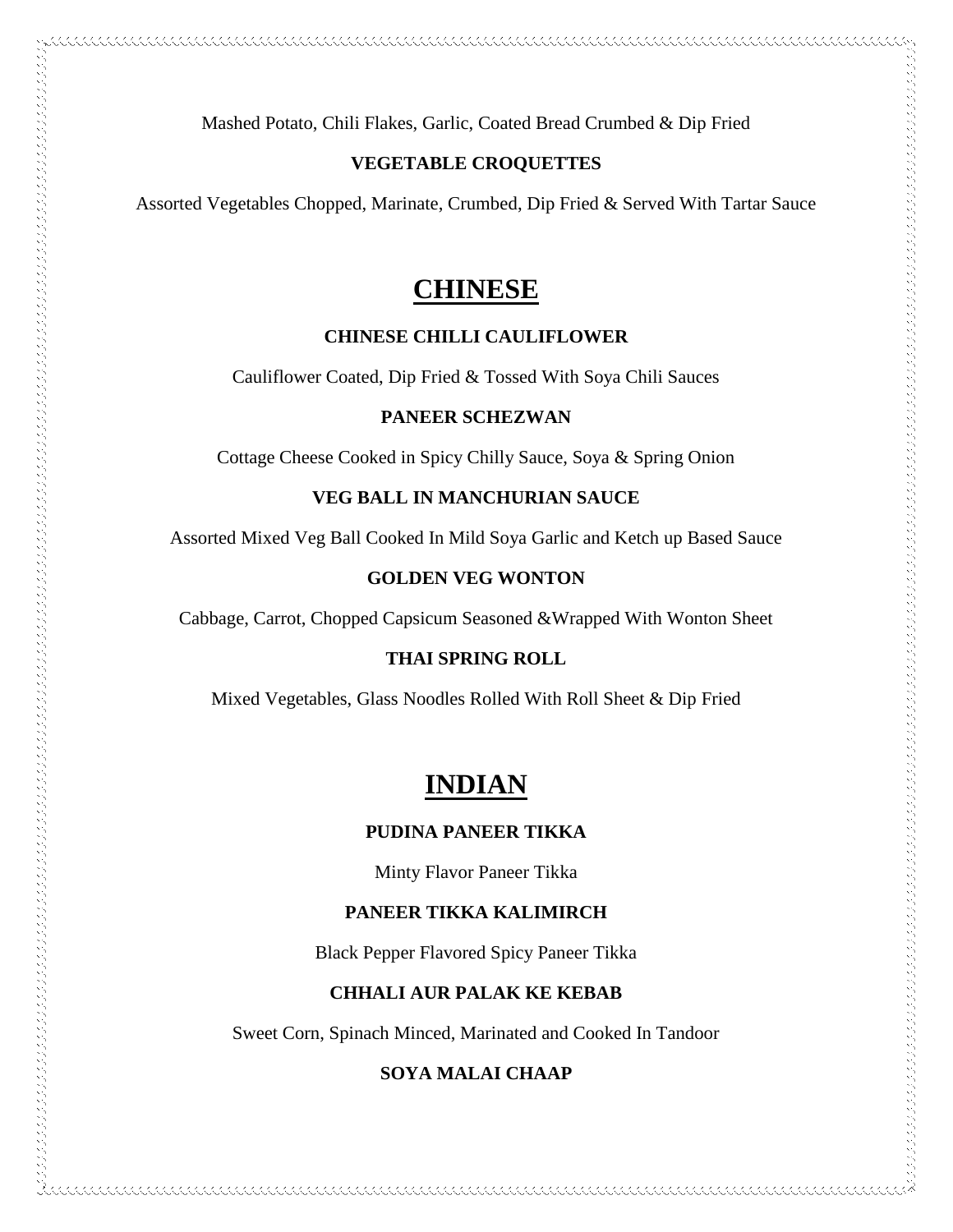Mashed Potato, Chili Flakes, Garlic, Coated Bread Crumbed & Dip Fried

**VEGETABLE CROQUETTES**

Assorted Vegetables Chopped, Marinate, Crumbed, Dip Fried & Served With Tartar Sauce

# CHINESE

**CHINESE CHILLI CAULIFLOWER**

Cauliflower Coated, Dip Fried & Tossed With Soya Chili Sauces

**PANEER SCHEZWAN**

Cottage Cheese Cooked in Spicy Chilly Sauce, Soya & Spring Onion

**VEG BALL IN MANCHURIAN SAUCE**

Assorted Mixed Veg Ball Cooked In Mild Soya Garlic and Ketch up Based Sauce

**GOLDEN VEG WONTON**

Cabbage, Carrot, Chopped Capsicum Seasoned &Wrapped With Wonton Sheet

**THAI SPRING ROLL**

Mixed Vegetables, Glass Noodles Rolled With Roll Sheet & Dip Fried

# INDIAN

**PUDINA PANEER TIKKA**

Minty Flavor Paneer Tikka

**PANEER TIKKA KALIMIRCH**

Black Pepper Flavored Spicy Paneer Tikka

**CHHALI AUR PALAK KE KEBAB**

Sweet Corn, Spinach Minced, Marinated and Cooked In Tandoor

**SOYA MALAI CHAAP**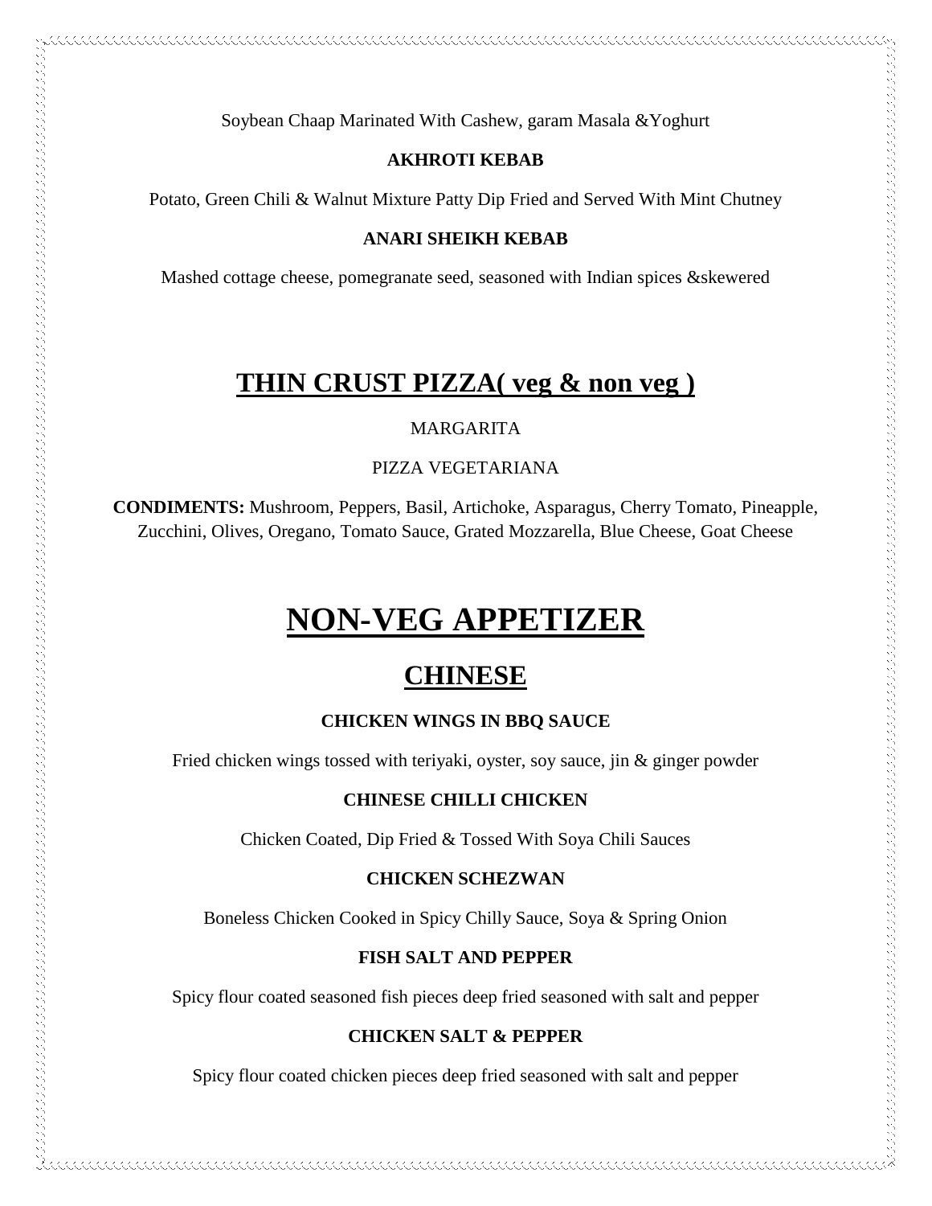Soybean Chaap Marinated With Cashew, garam Masala &Yoghurt

**AKHROTI KEBAB**

Potato, Green Chili & Walnut Mixture Patty Dip Fried and Served With Mint Chutney

**ANARI SHEIKH KEBAB**

Mashed cottage cheese, pomegranate seed, seasoned with Indian spices &skewered

## THIN CRUST PIZZA( veg & non veg )

MARGARITA

PIZZA VEGETARIANA

**CONDIMENTS:** Mushroom, Peppers, Basil, Artichoke, Asparagus, Cherry Tomato, Pineapple, Zucchini, Olives, Oregano, Tomato Sauce, Grated Mozzarella, Blue Cheese, Goat Cheese

# NON-VEG APPETIZER

## CHINESE

**CHICKEN WINGS IN BBQ SAUCE**

Fried chicken wings tossed with teriyaki, oyster, soy sauce, jin & ginger powder

**CHINESE CHILLI CHICKEN**

Chicken Coated, Dip Fried & Tossed With Soya Chili Sauces

**CHICKEN SCHEZWAN**

Boneless Chicken Cooked in Spicy Chilly Sauce, Soya & Spring Onion

**FISH SALT AND PEPPER**

Spicy flour coated seasoned fish pieces deep fried seasoned with salt and pepper

**CHICKEN SALT & PEPPER**

Spicy flour coated chicken pieces deep fried seasoned with salt and pepper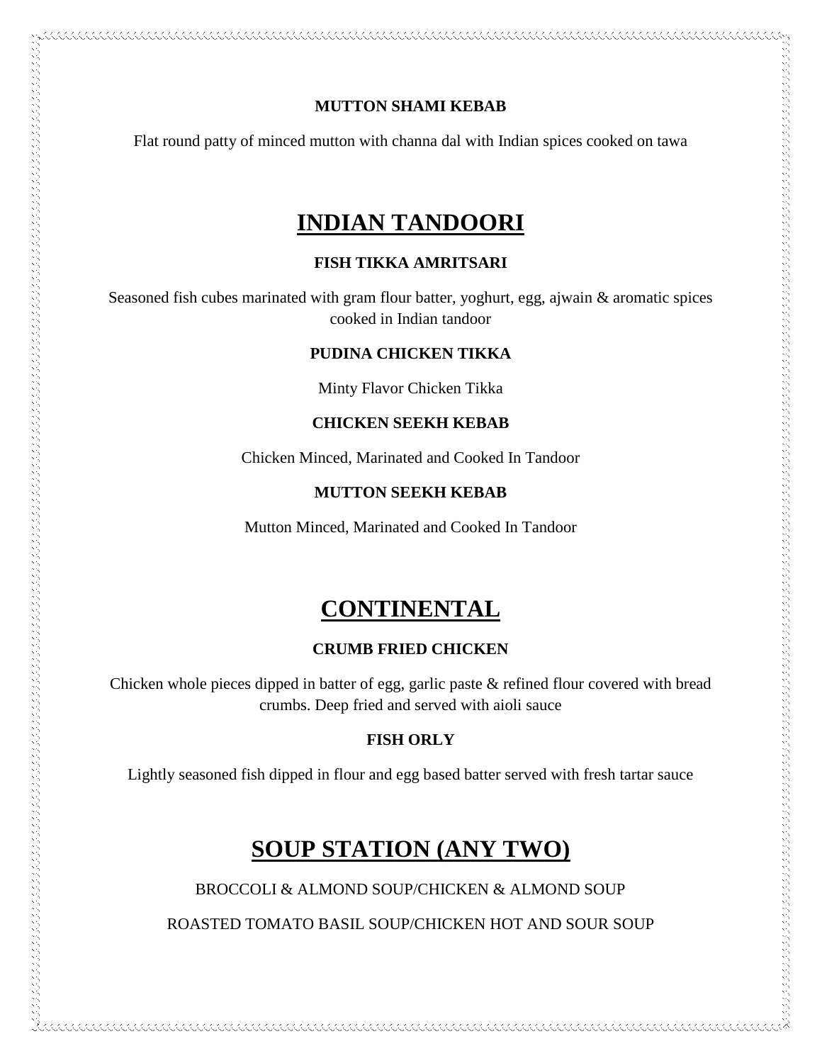**MUTTON SHAMI KEBAB**

Flat round patty of minced mutton with channa dal with Indian spices cooked on tawa

## INDIAN TANDOORI

**FISH TIKKA AMRITSARI**

Seasoned fish cubes marinated with gram flour batter, yoghurt, egg, ajwain & aromatic spices cooked in Indian tandoor

**PUDINA CHICKEN TIKKA**

Minty Flavor Chicken Tikka

**CHICKEN SEEKH KEBAB**

Chicken Minced, Marinated and Cooked In Tandoor

**MUTTON SEEKH KEBAB**

Mutton Minced, Marinated and Cooked In Tandoor

## CONTINENTAL

**CRUMB FRIED CHICKEN**

Chicken whole pieces dipped in batter of egg, garlic paste & refined flour covered with bread crumbs. Deep fried and served with aioli sauce

**FISH ORLY**

Lightly seasoned fish dipped in flour and egg based batter served with fresh tartar sauce

## SOUP STATION (ANY TWO)

BROCCOLI & ALMOND SOUP/CHICKEN & ALMOND SOUP

ROASTED TOMATO BASIL SOUP/CHICKEN HOT AND SOUR SOUP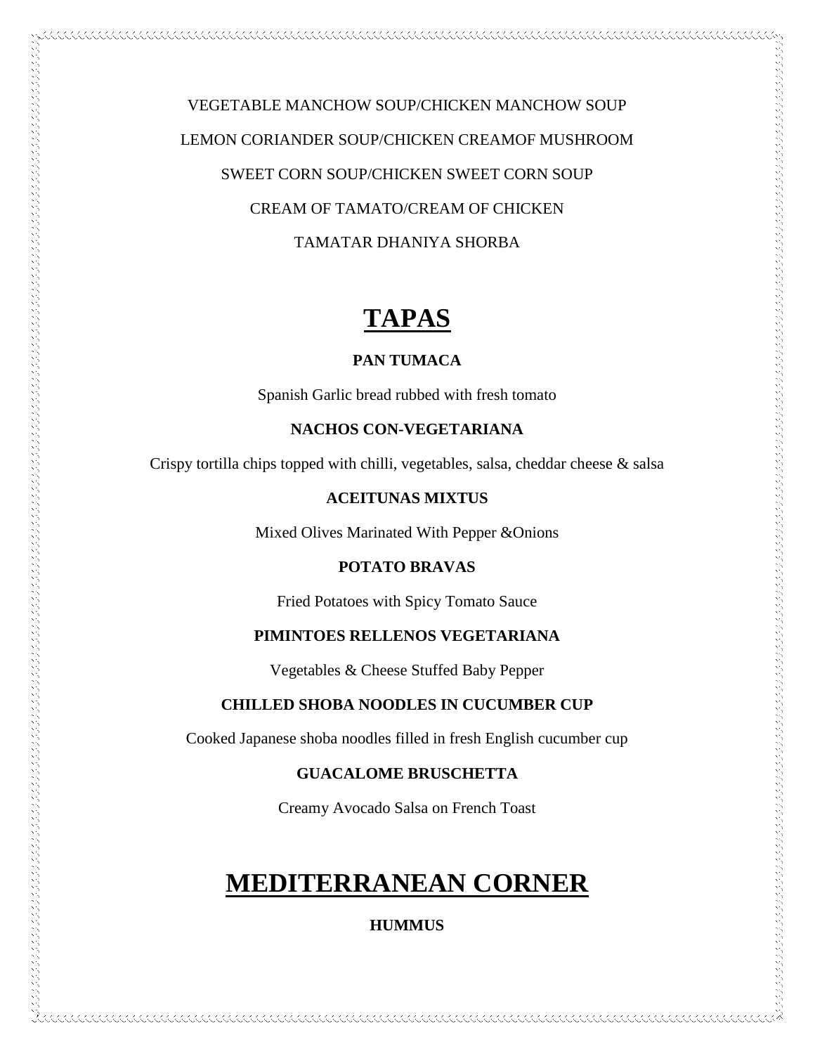VEGETABLE MANCHOW SOUP/CHICKEN MANCHOW SOUP

LEMON CORIANDER SOUP/CHICKEN CREAMOF MUSHROOM

SWEET CORN SOUP/CHICKEN SWEET CORN SOUP

CREAM OF TAMATO/CREAM OF CHICKEN

TAMATAR DHANIYA SHORBA

# TAPAS

**PAN TUMACA**

Spanish Garlic bread rubbed with fresh tomato

**NACHOS CON-VEGETARIANA**

Crispy tortilla chips topped with chilli, vegetables, salsa, cheddar cheese & salsa

**ACEITUNAS MIXTUS**

Mixed Olives Marinated With Pepper &Onions

**POTATO BRAVAS**

Fried Potatoes with Spicy Tomato Sauce

**PIMINTOES RELLENOS VEGETARIANA**

Vegetables & Cheese Stuffed Baby Pepper

**CHILLED SHOBA NOODLES IN CUCUMBER CUP**

Cooked Japanese shoba noodles filled in fresh English cucumber cup

**GUACALOME BRUSCHETTA**

Creamy Avocado Salsa on French Toast

# MEDITERRANEAN CORNER

**HUMMUS**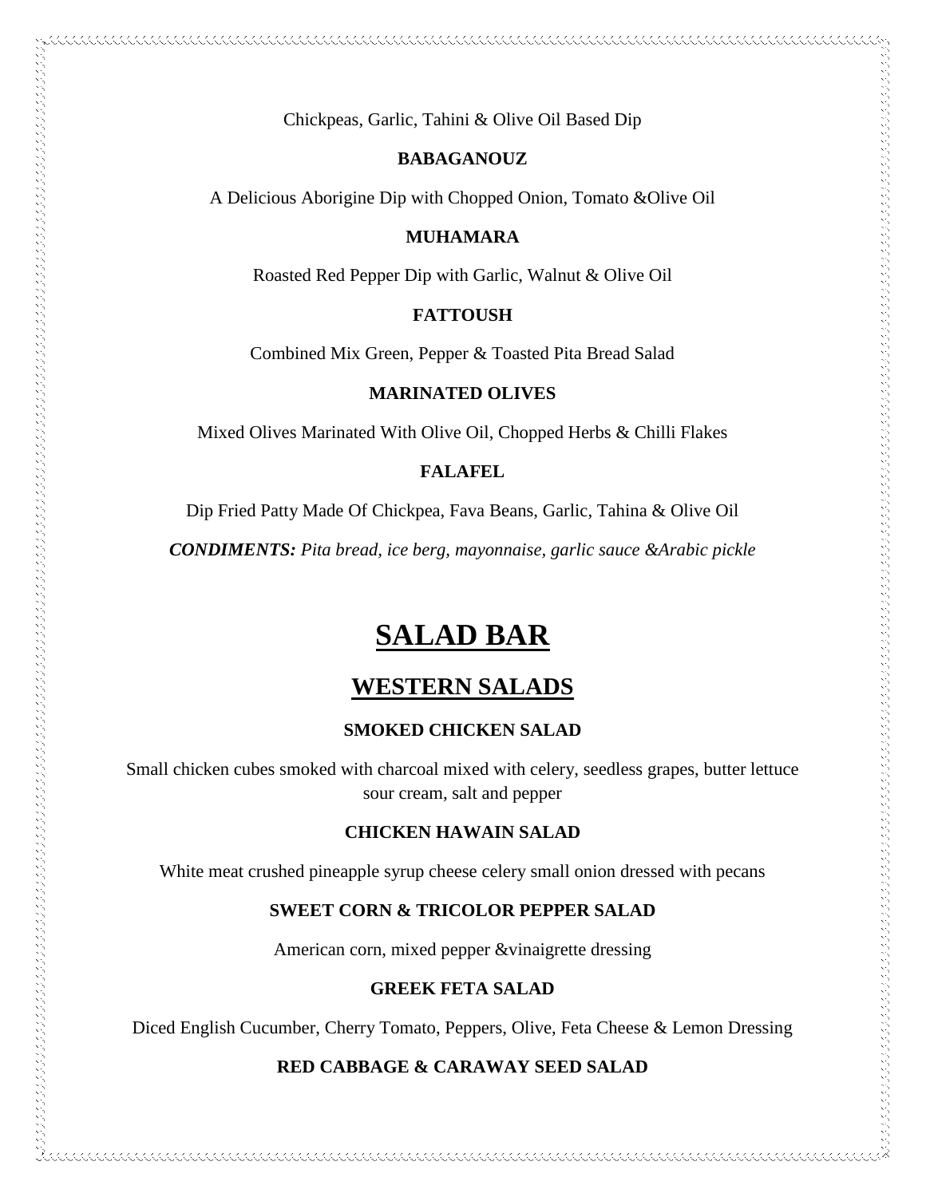Chickpeas, Garlic, Tahini & Olive Oil Based Dip

**BABAGANOUZ**

A Delicious Aborigine Dip with Chopped Onion, Tomato &Olive Oil

**MUHAMARA**

Roasted Red Pepper Dip with Garlic, Walnut & Olive Oil

**FATTOUSH**

Combined Mix Green, Pepper & Toasted Pita Bread Salad

**MARINATED OLIVES**

Mixed Olives Marinated With Olive Oil, Chopped Herbs & Chilli Flakes

**FALAFEL**

Dip Fried Patty Made Of Chickpea, Fava Beans, Garlic, Tahina & Olive Oil

***CONDIMENTS:*** *Pita bread, ice berg, mayonnaise, garlic sauce &Arabic pickle*

# SALAD BAR

## WESTERN SALADS

**SMOKED CHICKEN SALAD**

Small chicken cubes smoked with charcoal mixed with celery, seedless grapes, butter lettuce sour cream, salt and pepper

**CHICKEN HAWAIN SALAD**

White meat crushed pineapple syrup cheese celery small onion dressed with pecans

**SWEET CORN & TRICOLOR PEPPER SALAD**

American corn, mixed pepper &vinaigrette dressing

**GREEK FETA SALAD**

Diced English Cucumber, Cherry Tomato, Peppers, Olive, Feta Cheese & Lemon Dressing

**RED CABBAGE & CARAWAY SEED SALAD**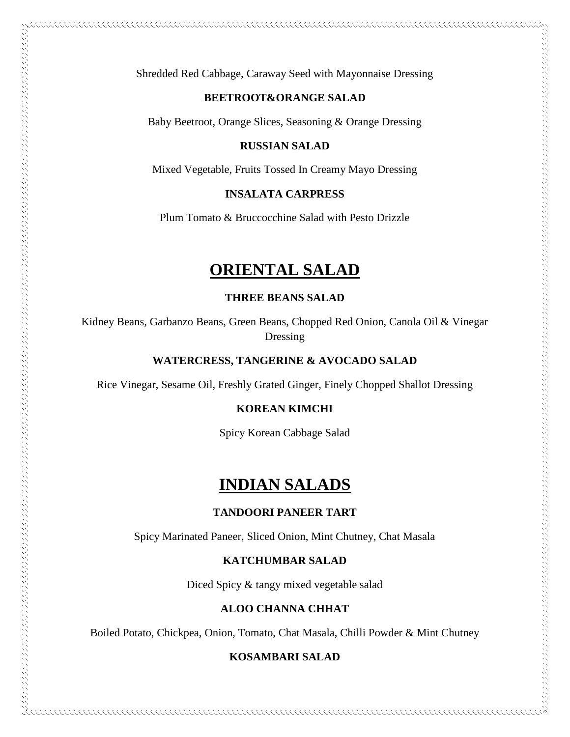Shredded Red Cabbage, Caraway Seed with Mayonnaise Dressing

**BEETROOT&ORANGE SALAD**

Baby Beetroot, Orange Slices, Seasoning & Orange Dressing

**RUSSIAN SALAD**

Mixed Vegetable, Fruits Tossed In Creamy Mayo Dressing

**INSALATA CARPRESS**

Plum Tomato & Bruccocchine Salad with Pesto Drizzle

# ORIENTAL SALAD

**THREE BEANS SALAD**

Kidney Beans, Garbanzo Beans, Green Beans, Chopped Red Onion, Canola Oil & Vinegar Dressing

**WATERCRESS, TANGERINE & AVOCADO SALAD**

Rice Vinegar, Sesame Oil, Freshly Grated Ginger, Finely Chopped Shallot Dressing

**KOREAN KIMCHI**

Spicy Korean Cabbage Salad

# INDIAN SALADS

**TANDOORI PANEER TART**

Spicy Marinated Paneer, Sliced Onion, Mint Chutney, Chat Masala

**KATCHUMBAR SALAD**

Diced Spicy & tangy mixed vegetable salad

**ALOO CHANNA CHHAT**

Boiled Potato, Chickpea, Onion, Tomato, Chat Masala, Chilli Powder & Mint Chutney

**KOSAMBARI SALAD**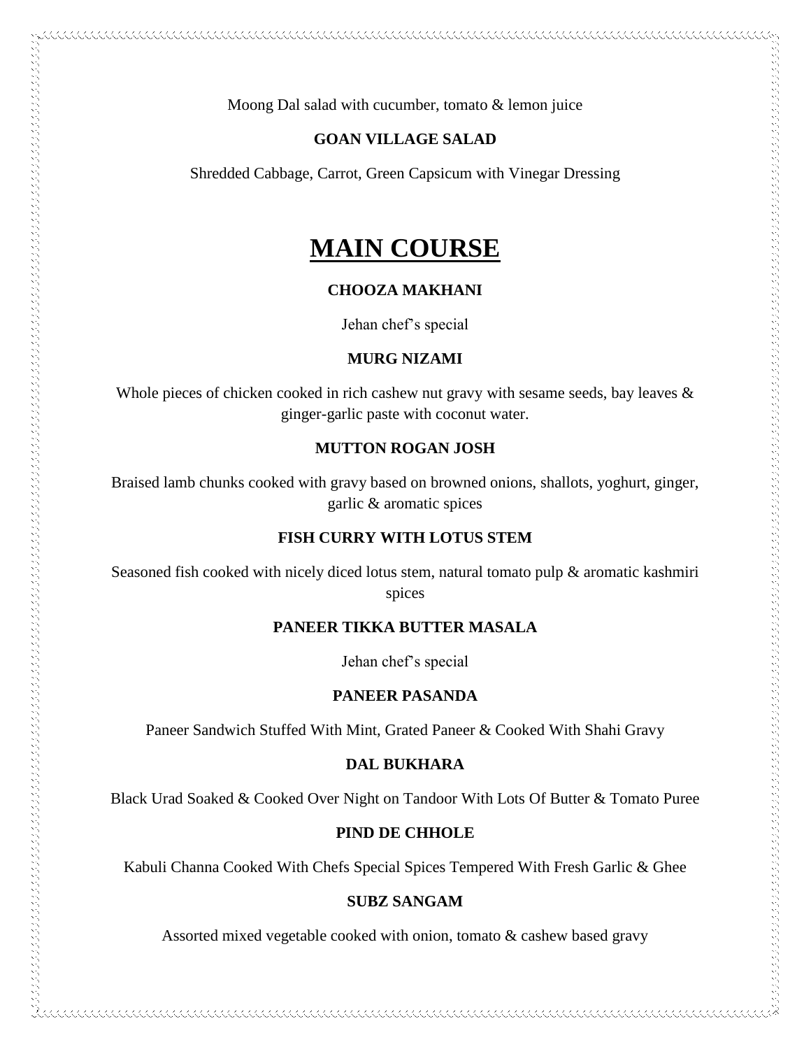Moong Dal salad with cucumber, tomato & lemon juice

**GOAN VILLAGE SALAD**

Shredded Cabbage, Carrot, Green Capsicum with Vinegar Dressing

# MAIN COURSE

**CHOOZA MAKHANI**

Jehan chef's special

**MURG NIZAMI**

Whole pieces of chicken cooked in rich cashew nut gravy with sesame seeds, bay leaves & ginger-garlic paste with coconut water.

**MUTTON ROGAN JOSH**

Braised lamb chunks cooked with gravy based on browned onions, shallots, yoghurt, ginger, garlic & aromatic spices

**FISH CURRY WITH LOTUS STEM**

Seasoned fish cooked with nicely diced lotus stem, natural tomato pulp & aromatic kashmiri spices

**PANEER TIKKA BUTTER MASALA**

Jehan chef's special

**PANEER PASANDA**

Paneer Sandwich Stuffed With Mint, Grated Paneer & Cooked With Shahi Gravy

**DAL BUKHARA**

Black Urad Soaked & Cooked Over Night on Tandoor With Lots Of Butter & Tomato Puree

**PIND DE CHHOLE**

Kabuli Channa Cooked With Chefs Special Spices Tempered With Fresh Garlic & Ghee

**SUBZ SANGAM**

Assorted mixed vegetable cooked with onion, tomato & cashew based gravy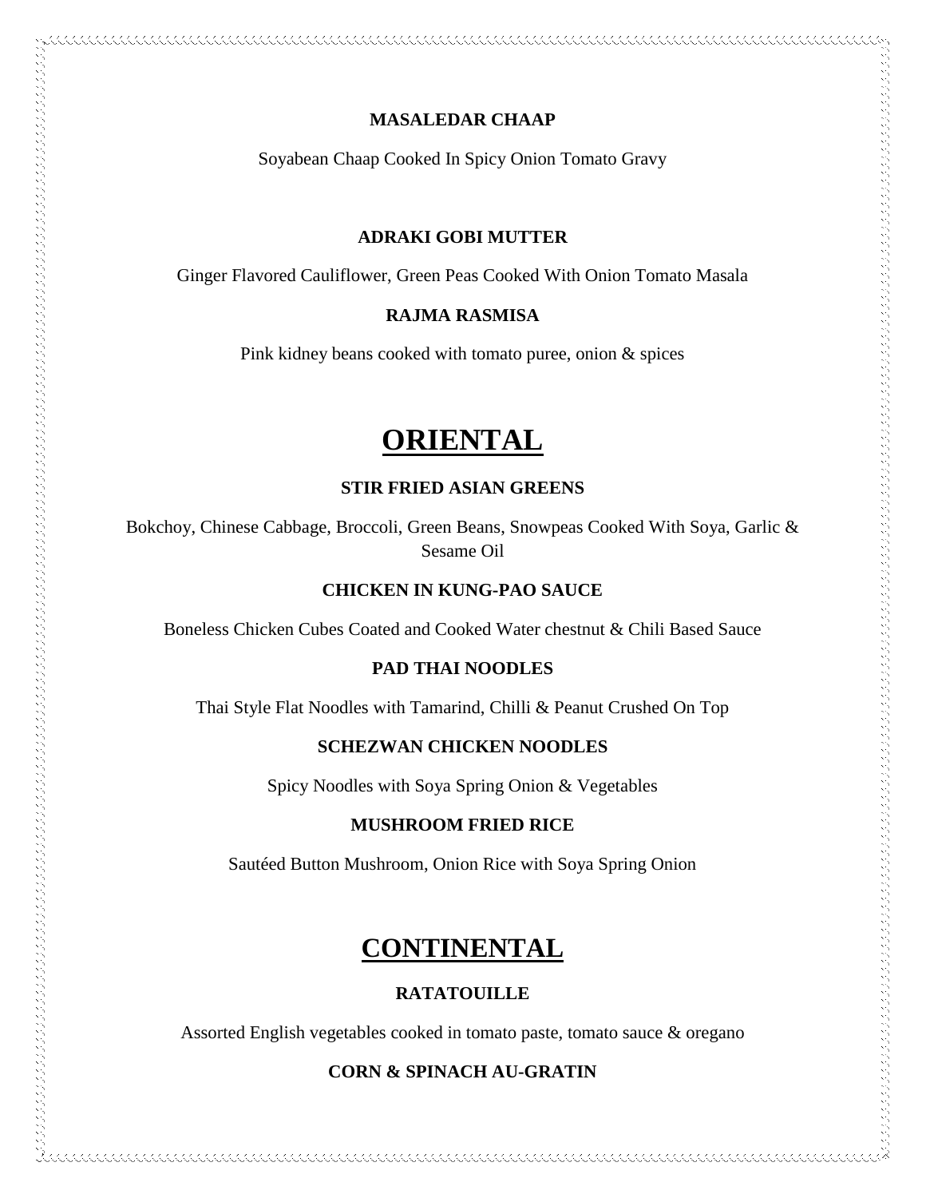**MASALEDAR CHAAP**

Soyabean Chaap Cooked In Spicy Onion Tomato Gravy

**ADRAKI GOBI MUTTER**

Ginger Flavored Cauliflower, Green Peas Cooked With Onion Tomato Masala

**RAJMA RASMISA**

Pink kidney beans cooked with tomato puree, onion & spices

# ORIENTAL

**STIR FRIED ASIAN GREENS**

Bokchoy, Chinese Cabbage, Broccoli, Green Beans, Snowpeas Cooked With Soya, Garlic & Sesame Oil

**CHICKEN IN KUNG-PAO SAUCE**

Boneless Chicken Cubes Coated and Cooked Water chestnut & Chili Based Sauce

**PAD THAI NOODLES**

Thai Style Flat Noodles with Tamarind, Chilli & Peanut Crushed On Top

**SCHEZWAN CHICKEN NOODLES**

Spicy Noodles with Soya Spring Onion & Vegetables

**MUSHROOM FRIED RICE**

Sautéed Button Mushroom, Onion Rice with Soya Spring Onion

# CONTINENTAL

**RATATOUILLE**

Assorted English vegetables cooked in tomato paste, tomato sauce & oregano

**CORN & SPINACH AU-GRATIN**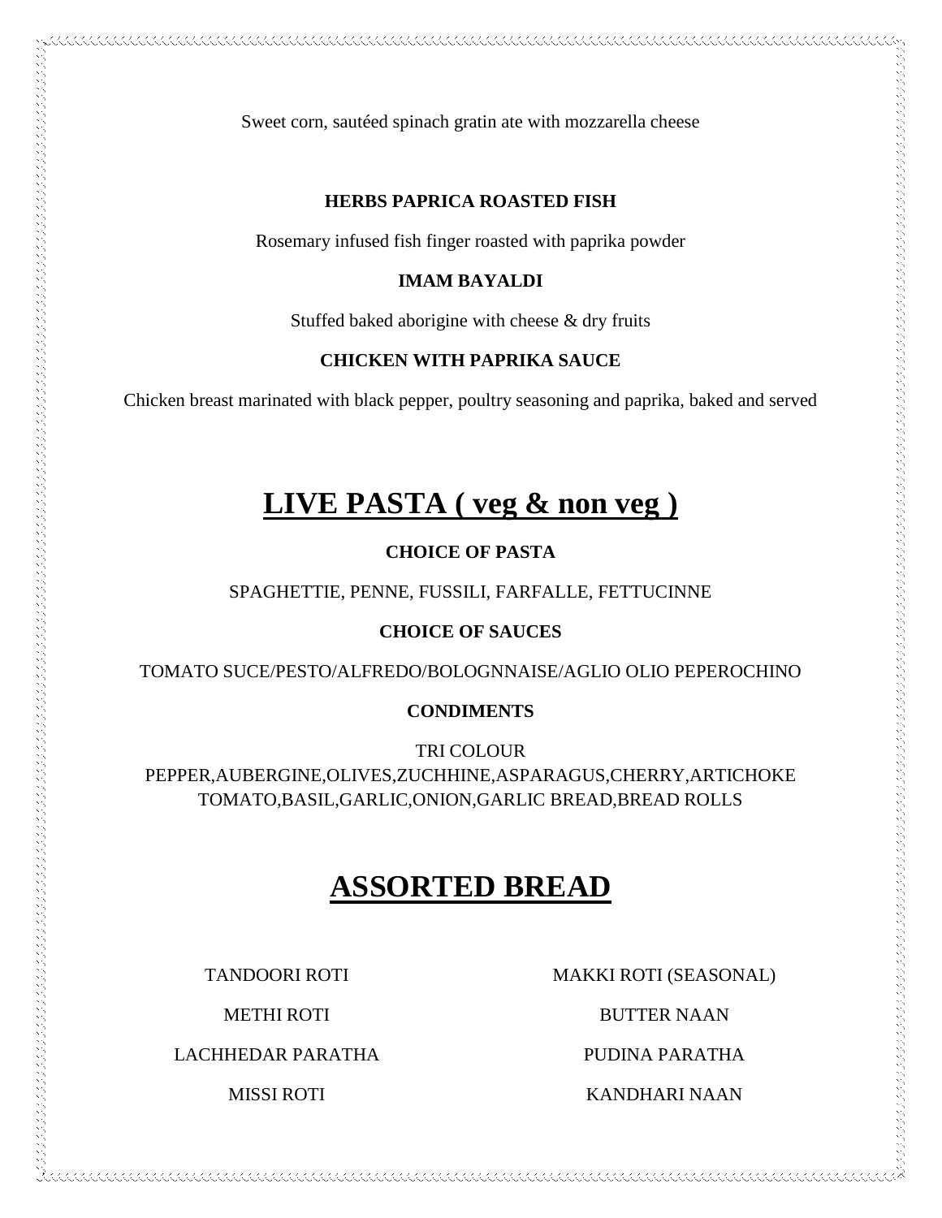Sweet corn, sautéed spinach gratin ate with mozzarella cheese

**HERBS PAPRICA ROASTED FISH**

Rosemary infused fish finger roasted with paprika powder

**IMAM BAYALDI**

Stuffed baked aborigine with cheese & dry fruits

**CHICKEN WITH PAPRIKA SAUCE**

Chicken breast marinated with black pepper, poultry seasoning and paprika, baked and served

# LIVE PASTA ( veg & non veg )

**CHOICE OF PASTA**

SPAGHETTIE, PENNE, FUSSILI, FARFALLE, FETTUCINNE

**CHOICE OF SAUCES**

TOMATO SUCE/PESTO/ALFREDO/BOLOGNNAISE/AGLIO OLIO PEPEROCHINO

**CONDIMENTS**

TRI COLOUR PEPPER,AUBERGINE,OLIVES,ZUCHHINE,ASPARAGUS,CHERRY,ARTICHOKE TOMATO,BASIL,GARLIC,ONION,GARLIC BREAD,BREAD ROLLS

# ASSORTED BREAD

TANDOORI ROTI

METHI ROTI

LACHHEDAR PARATHA

MISSI ROTI

MAKKI ROTI (SEASONAL)

BUTTER NAAN

PUDINA PARATHA

KANDHARI NAAN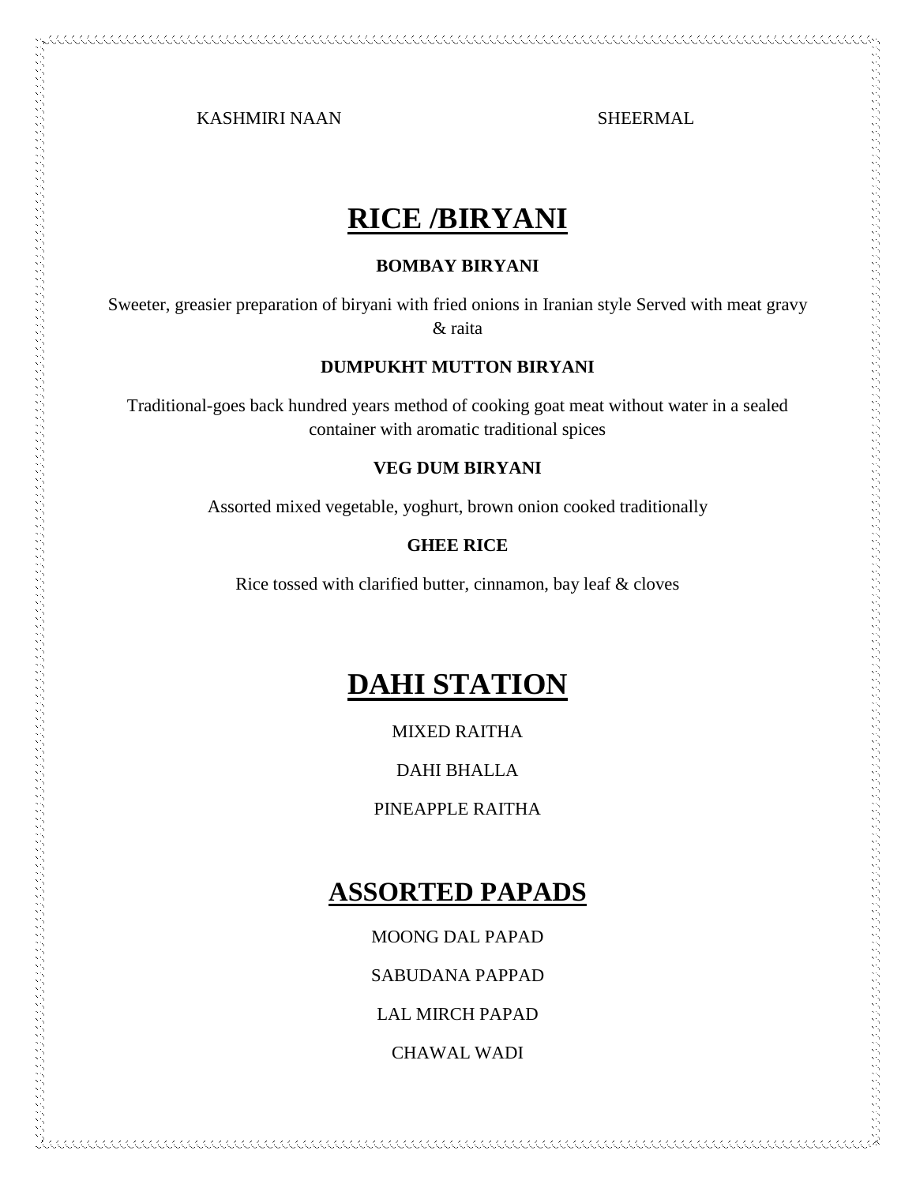KASHMIRI NAAN

SHEERMAL

# RICE /BIRYANI

**BOMBAY BIRYANI**

Sweeter, greasier preparation of biryani with fried onions in Iranian style Served with meat gravy & raita

**DUMPUKHT MUTTON BIRYANI**

Traditional-goes back hundred years method of cooking goat meat without water in a sealed container with aromatic traditional spices

**VEG DUM BIRYANI**

Assorted mixed vegetable, yoghurt, brown onion cooked traditionally

**GHEE RICE**

Rice tossed with clarified butter, cinnamon, bay leaf & cloves

# DAHI STATION

MIXED RAITHA

DAHI BHALLA

PINEAPPLE RAITHA

# ASSORTED PAPADS

MOONG DAL PAPAD

SABUDANA PAPPAD

LAL MIRCH PAPAD

CHAWAL WADI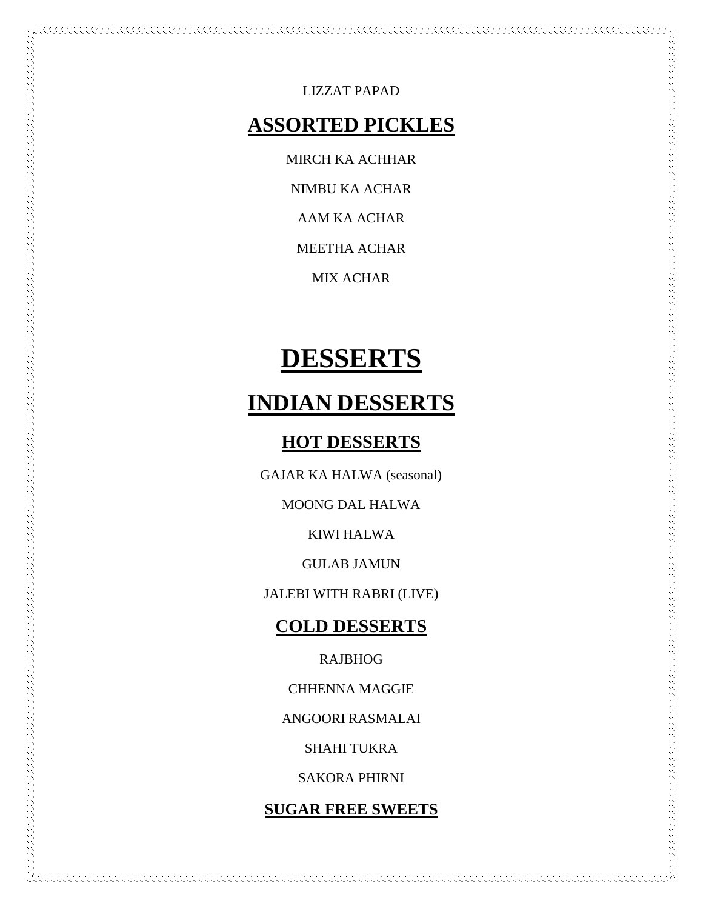LIZZAT PAPAD

## ASSORTED PICKLES

MIRCH KA ACHHAR

NIMBU KA ACHAR

AAM KA ACHAR

MEETHA ACHAR

MIX ACHAR

# DESSERTS

## INDIAN DESSERTS

### HOT DESSERTS

GAJAR KA HALWA (seasonal)

MOONG DAL HALWA

KIWI HALWA

GULAB JAMUN

JALEBI WITH RABRI (LIVE)

### COLD DESSERTS

RAJBHOG

CHHENNA MAGGIE

ANGOORI RASMALAI

SHAHI TUKRA

SAKORA PHIRNI

#### SUGAR FREE SWEETS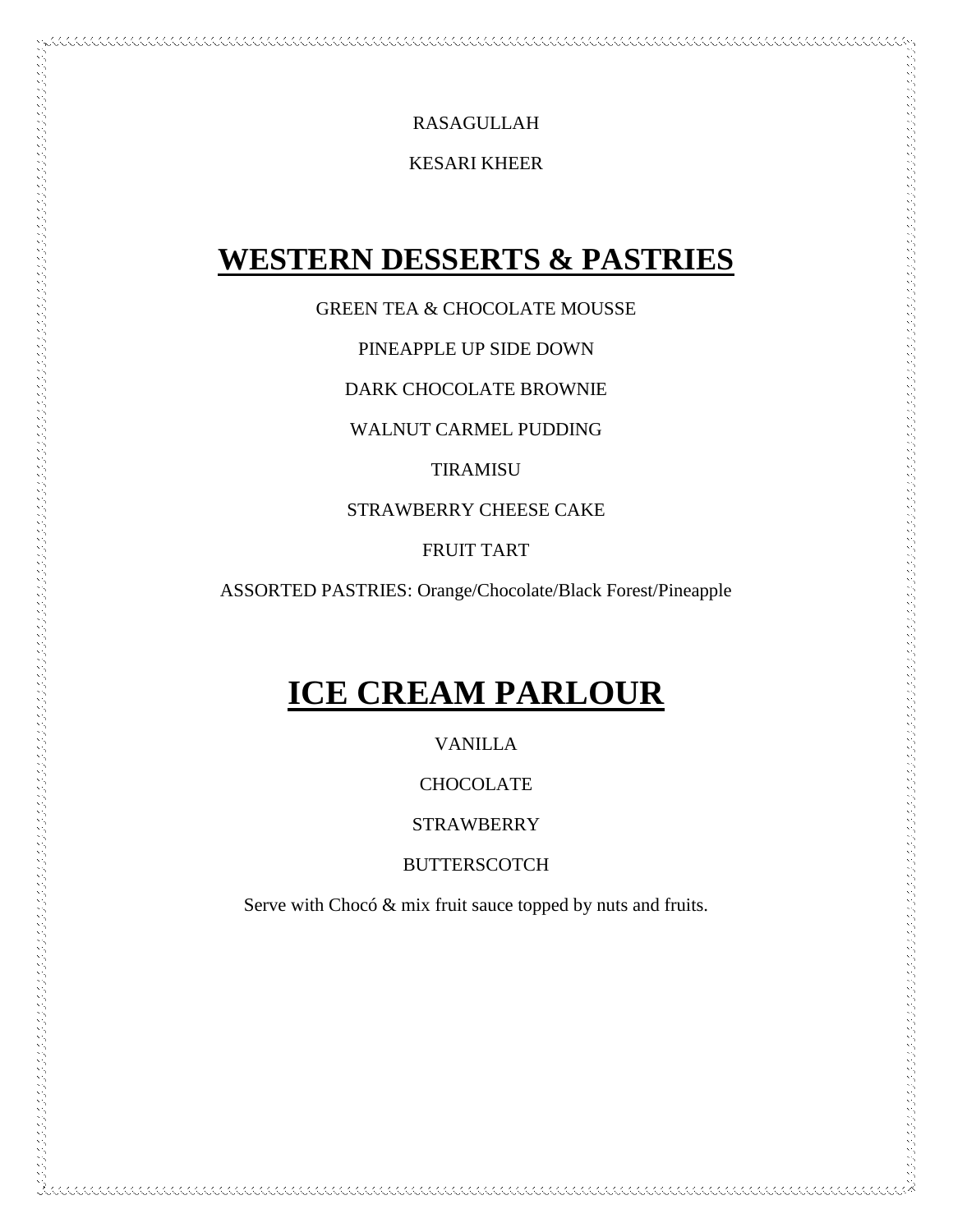RASAGULLAH

KESARI KHEER

# WESTERN DESSERTS & PASTRIES

GREEN TEA & CHOCOLATE MOUSSE

PINEAPPLE UP SIDE DOWN

DARK CHOCOLATE BROWNIE

WALNUT CARMEL PUDDING

TIRAMISU

STRAWBERRY CHEESE CAKE

FRUIT TART

ASSORTED PASTRIES: Orange/Chocolate/Black Forest/Pineapple

# ICE CREAM PARLOUR

VANILLA

CHOCOLATE

STRAWBERRY

BUTTERSCOTCH

Serve with Chocó & mix fruit sauce topped by nuts and fruits.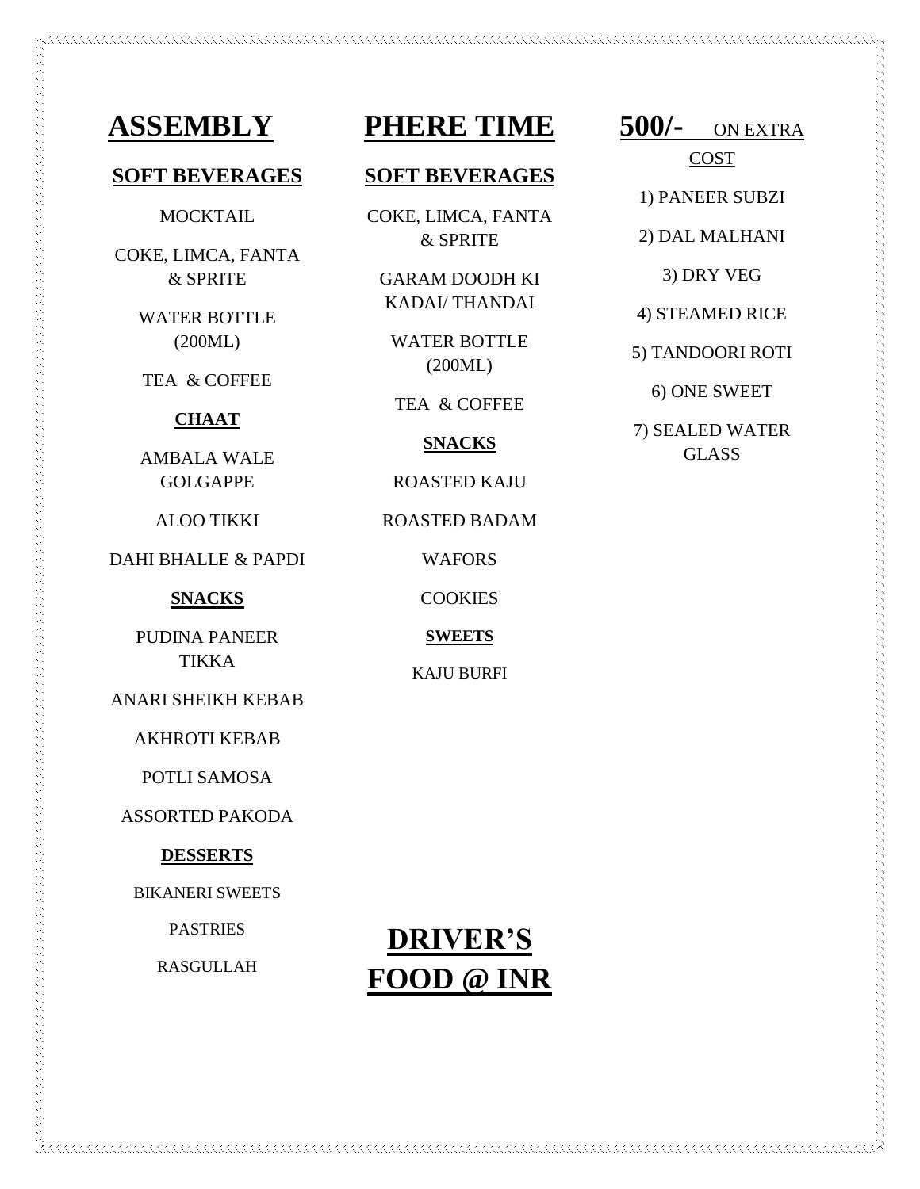# ASSEMBLY

## SOFT BEVERAGES

MOCKTAIL

COKE, LIMCA, FANTA & SPRITE

WATER BOTTLE (200ML)

TEA & COFFEE

### CHAAT

AMBALA WALE GOLGAPPE

ALOO TIKKI

DAHI BHALLE & PAPDI

### SNACKS

PUDINA PANEER TIKKA

ANARI SHEIKH KEBAB

AKHROTI KEBAB

POTLI SAMOSA

ASSORTED PAKODA

### DESSERTS

BIKANERI SWEETS

PASTRIES

RASGULLAH

# PHERE TIME

## SOFT BEVERAGES

COKE, LIMCA, FANTA & SPRITE

GARAM DOODH KI KADAI/ THANDAI

WATER BOTTLE (200ML)

TEA & COFFEE

### SNACKS

ROASTED KAJU

ROASTED BADAM

WAFORS

COOKIES

### SWEETS

KAJU BURFI

# DRIVER'S FOOD @ INR 500/- ON EXTRA COST

1) PANEER SUBZI
2) DAL MALHANI
3) DRY VEG
4) STEAMED RICE
5) TANDOORI ROTI
6) ONE SWEET
7) SEALED WATER GLASS